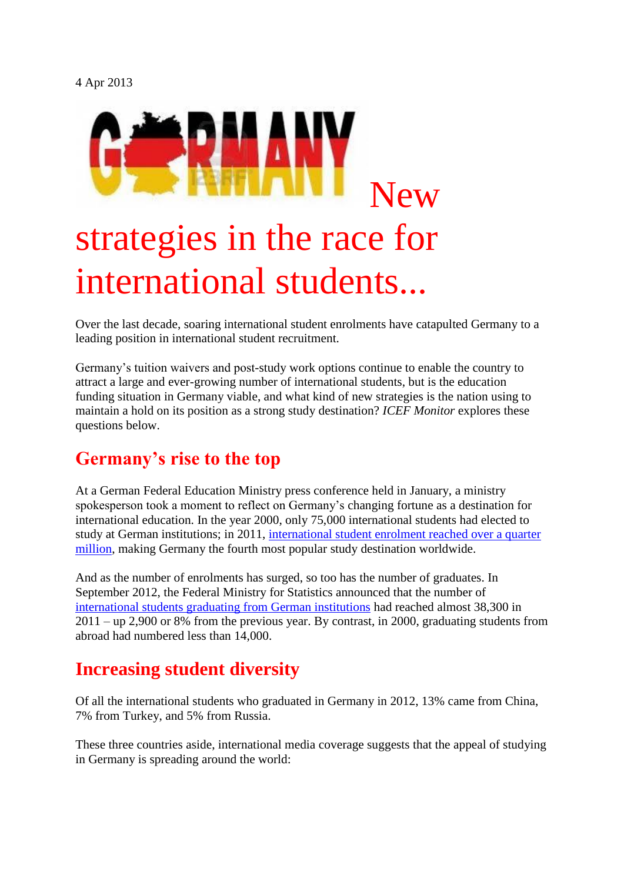4 Apr 2013

# New strategies in the race for international students...

Over the last decade, soaring international student enrolments have catapulted Germany to a leading position in international student recruitment.

Germany's tuition waivers and post-study work options continue to enable the country to attract a large and ever-growing number of international students, but is the education funding situation in Germany viable, and what kind of new strategies is the nation using to maintain a hold on its position as a strong study destination? *ICEF Monitor* explores these questions below.

## Germany's rise to the top

At a German Federal Education Ministry press conference held in January, a ministry spokesperson took a moment to reflect on Germany's changing fortune as a destination for international education. In the year 2000, only 75,000 international students had elected to study at German institutions; in 2011, international student enrolment reached over a quarter million, making Germany the fourth most popular study destination worldwide.

And as the number of enrolments has surged, so too has the number of graduates. In September 2012, the Federal Ministry for Statistics announced that the number of international students graduating from German institutions had reached almost 38,300 in 2011 – up 2,900 or 8% from the previous year. By contrast, in 2000, graduating students from abroad had numbered less than 14,000.

## Increasing student diversity

Of all the international students who graduated in Germany in 2012, 13% came from China, 7% from Turkey, and 5% from Russia.

These three countries aside, international media coverage suggests that the appeal of studying in Germany is spreading around the world: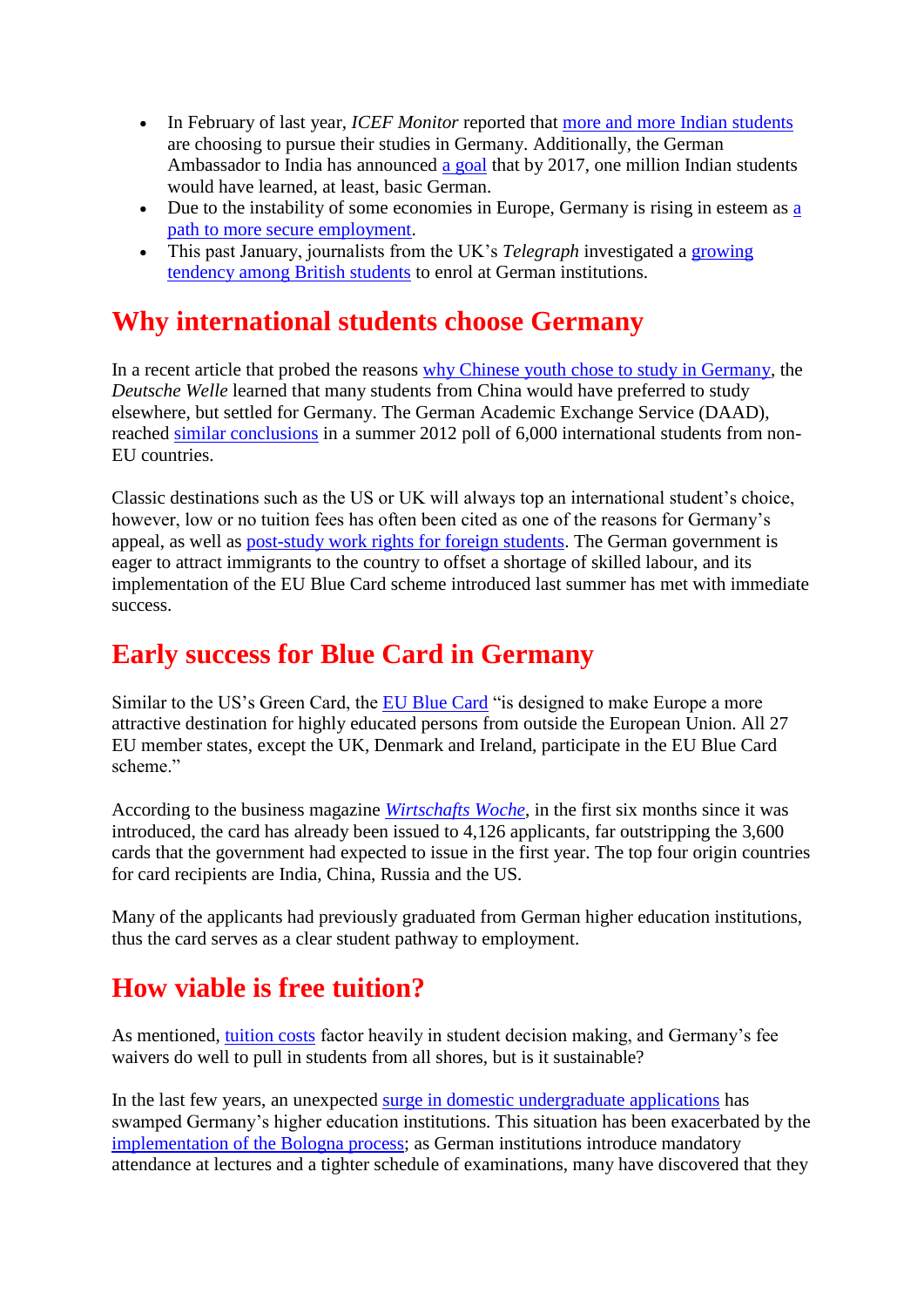- In February of last year, *ICEF Monitor* reported that more and more Indian students are choosing to pursue their studies in Germany. Additionally, the German Ambassador to India has announced a goal that by 2017, one million Indian students would have learned, at least, basic German.
- Due to the instability of some economies in Europe, Germany is rising in esteem as a path to more secure employment.
- This past January, journalists from the UK's *Telegraph* investigated a growing tendency among British students to enrol at German institutions.

## Why international students choose Germany

In a recent article that probed the reasons why Chinese youth chose to study in Germany, the *Deutsche Welle* learned that many students from China would have preferred to study elsewhere, but settled for Germany. The German Academic Exchange Service (DAAD), reached similar conclusions in a summer 2012 poll of 6,000 international students from non-EU countries.

Classic destinations such as the US or UK will always top an international student's choice, however, low or no tuition fees has often been cited as one of the reasons for Germany's appeal, as well as post-study work rights for foreign students. The German government is eager to attract immigrants to the country to offset a shortage of skilled labour, and its implementation of the EU Blue Card scheme introduced last summer has met with immediate success.

## Early success for Blue Card in Germany

Similar to the US's Green Card, the EU Blue Card "is designed to make Europe a more attractive destination for highly educated persons from outside the European Union. All 27 EU member states, except the UK, Denmark and Ireland, participate in the EU Blue Card scheme."

According to the business magazine *Wirtschafts Woche*, in the first six months since it was introduced, the card has already been issued to 4,126 applicants, far outstripping the 3,600 cards that the government had expected to issue in the first year. The top four origin countries for card recipients are India, China, Russia and the US.

Many of the applicants had previously graduated from German higher education institutions, thus the card serves as a clear student pathway to employment.

## How viable is free tuition?

As mentioned, tuition costs factor heavily in student decision making, and Germany's fee waivers do well to pull in students from all shores, but is it sustainable?

In the last few years, an unexpected surge in domestic undergraduate applications has swamped Germany's higher education institutions. This situation has been exacerbated by the implementation of the Bologna process; as German institutions introduce mandatory attendance at lectures and a tighter schedule of examinations, many have discovered that they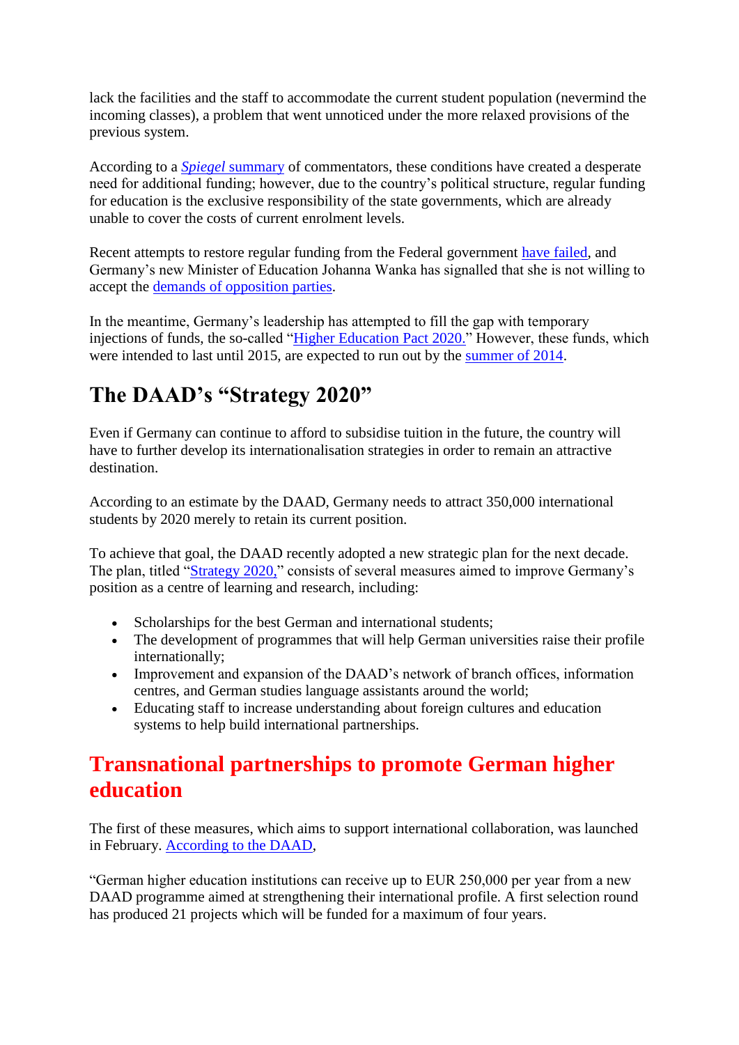lack the facilities and the staff to accommodate the current student population (nevermind the incoming classes), a problem that went unnoticed under the more relaxed provisions of the previous system.

According to a *Spiegel* summary of commentators, these conditions have created a desperate need for additional funding; however, due to the country's political structure, regular funding for education is the exclusive responsibility of the state governments, which are already unable to cover the costs of current enrolment levels.

Recent attempts to restore regular funding from the Federal government have failed, and Germany's new Minister of Education Johanna Wanka has signalled that she is not willing to accept the demands of opposition parties.

In the meantime, Germany's leadership has attempted to fill the gap with temporary injections of funds, the so-called "Higher Education Pact 2020." However, these funds, which were intended to last until 2015, are expected to run out by the summer of 2014.

## The DAAD's "Strategy 2020"

Even if Germany can continue to afford to subsidise tuition in the future, the country will have to further develop its internationalisation strategies in order to remain an attractive destination.

According to an estimate by the DAAD, Germany needs to attract 350,000 international students by 2020 merely to retain its current position.

To achieve that goal, the DAAD recently adopted a new strategic plan for the next decade. The plan, titled "Strategy 2020," consists of several measures aimed to improve Germany's position as a centre of learning and research, including:

- Scholarships for the best German and international students;
- The development of programmes that will help German universities raise their profile internationally;
- Improvement and expansion of the DAAD's network of branch offices, information centres, and German studies language assistants around the world;
- Educating staff to increase understanding about foreign cultures and education systems to help build international partnerships.

## Transnational partnerships to promote German higher education

The first of these measures, which aims to support international collaboration, was launched in February. According to the DAAD,

"German higher education institutions can receive up to EUR 250,000 per year from a new DAAD programme aimed at strengthening their international profile. A first selection round has produced 21 projects which will be funded for a maximum of four years.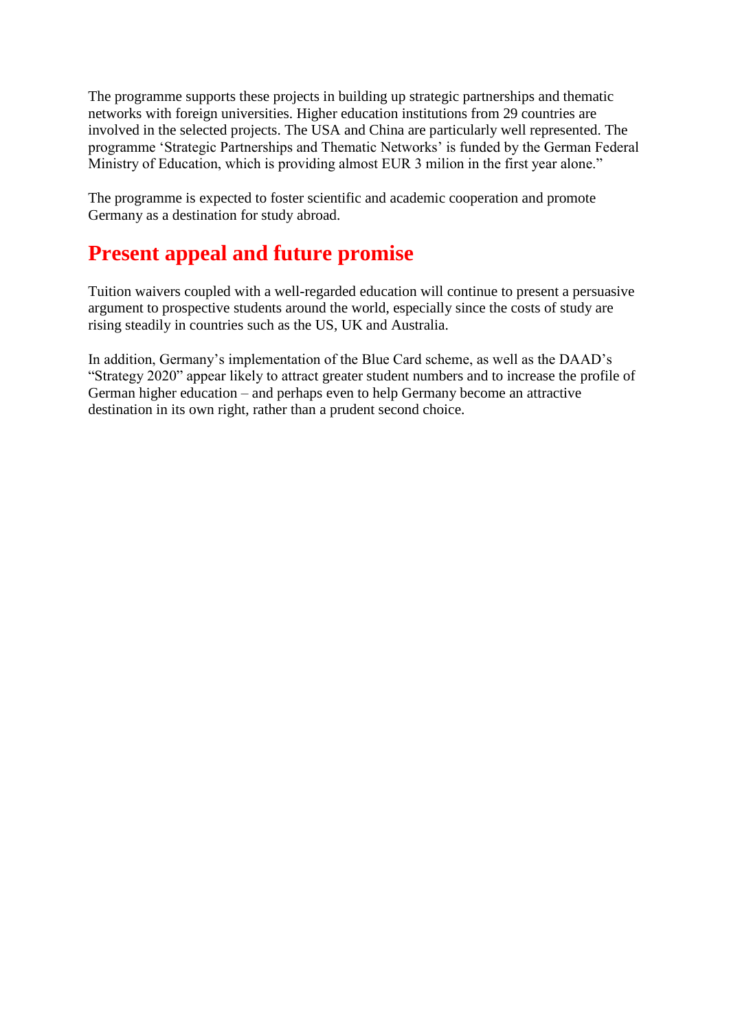The programme supports these projects in building up strategic partnerships and thematic networks with foreign universities. Higher education institutions from 29 countries are involved in the selected projects. The USA and China are particularly well represented. The programme 'Strategic Partnerships and Thematic Networks' is funded by the German Federal Ministry of Education, which is providing almost EUR 3 milion in the first year alone."

The programme is expected to foster scientific and academic cooperation and promote Germany as a destination for study abroad.

## Present appeal and future promise

Tuition waivers coupled with a well-regarded education will continue to present a persuasive argument to prospective students around the world, especially since the costs of study are rising steadily in countries such as the US, UK and Australia.

In addition, Germany's implementation of the Blue Card scheme, as well as the DAAD's "Strategy 2020" appear likely to attract greater student numbers and to increase the profile of German higher education – and perhaps even to help Germany become an attractive destination in its own right, rather than a prudent second choice.